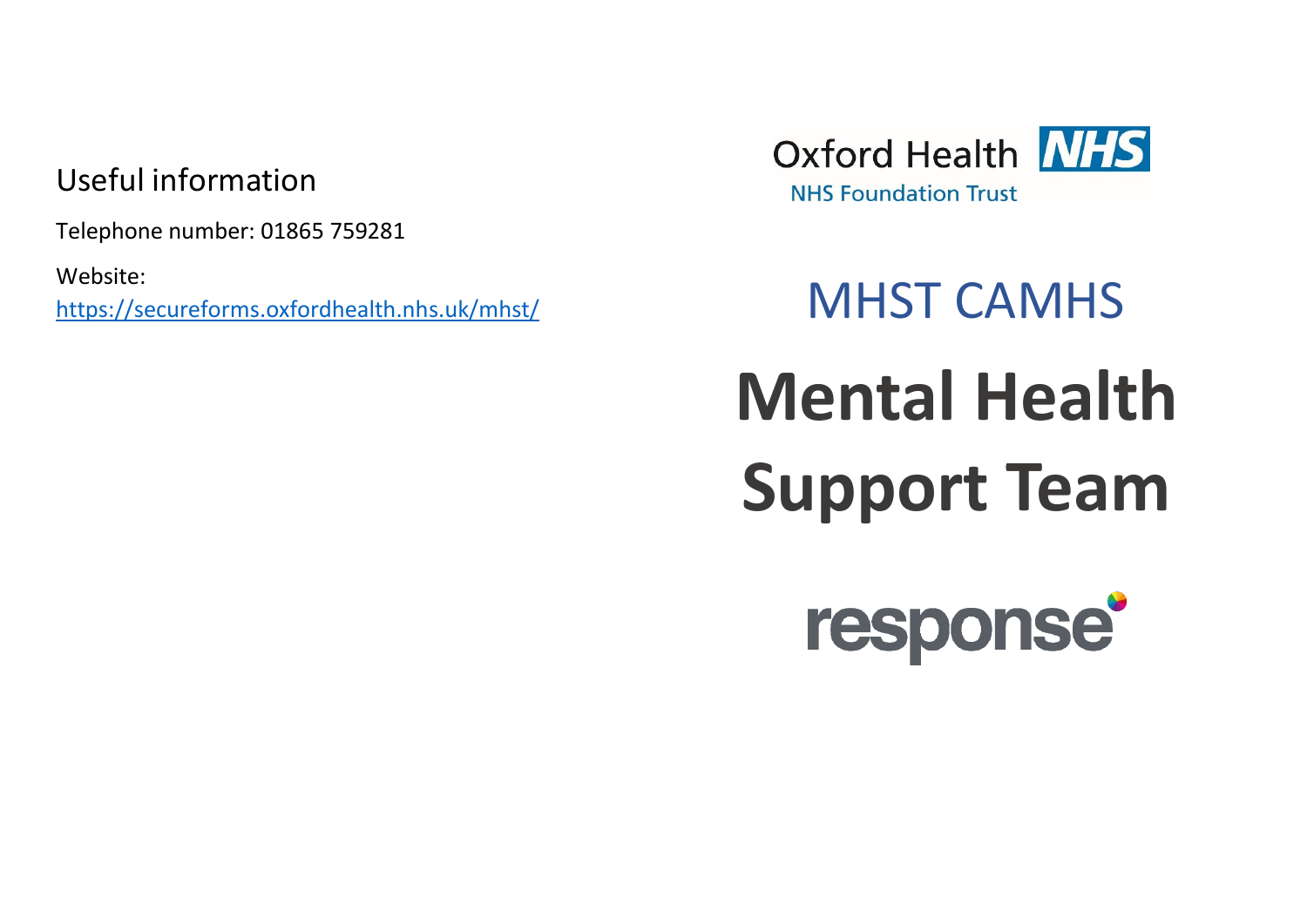## Useful information

Telephone number: 01865 759281

Website:
[https://secureforms.oxfordhealth.nhs.uk/mhst/](https://secureforms.oxfordhealth.nhs.uk/mhst/)

Oxford Health NHS

NHS Foundation Trust

MHST CAMHS

# Mental Health Support Team

response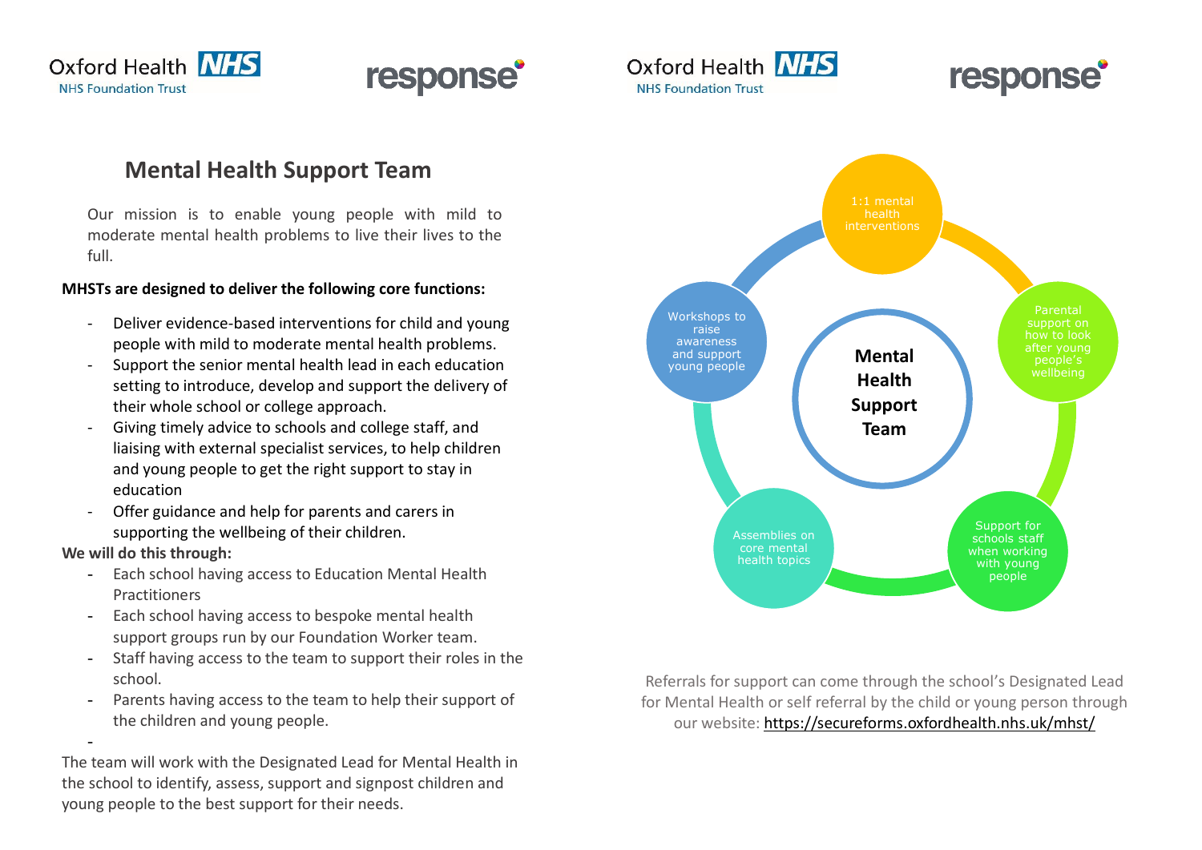Oxford Health NHS Foundation Trust

response

## Mental Health Support Team

Our mission is to enable young people with mild to moderate mental health problems to live their lives to the full.

**MHSTs are designed to deliver the following core functions:**

- Deliver evidence-based interventions for child and young people with mild to moderate mental health problems.
- Support the senior mental health lead in each education setting to introduce, develop and support the delivery of their whole school or college approach.
- Giving timely advice to schools and college staff, and liaising with external specialist services, to help children and young people to get the right support to stay in education
- Offer guidance and help for parents and carers in supporting the wellbeing of their children.

**We will do this through:**

- Each school having access to Education Mental Health Practitioners
- Each school having access to bespoke mental health support groups run by our Foundation Worker team.
- Staff having access to the team to support their roles in the school.
- Parents having access to the team to help their support of the children and young people.

The team will work with the Designated Lead for Mental Health in the school to identify, assess, support and signpost children and young people to the best support for their needs.

Mental Health Support Team

1:1 mental health interventions

Parental support on how to look after young people's wellbeing

Support for schools staff when working with young people

Assemblies on core mental health topics

Workshops to raise awareness and support young people

Referrals for support can come through the school's Designated Lead for Mental Health or self referral by the child or young person through our website: https://secureforms.oxfordhealth.nhs.uk/mhst/